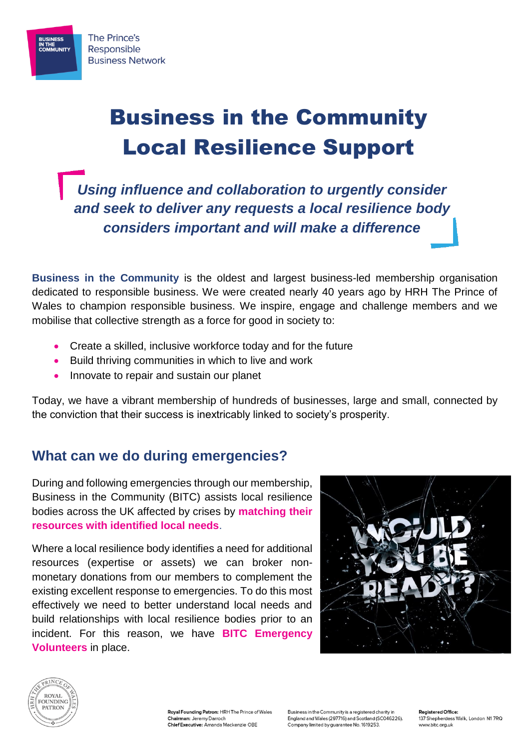BUSINESS IN THE COMMUNITY

The Prince's Responsible Business Network

# Business in the Community Local Resilience Support

***Using influence and collaboration to urgently consider and seek to deliver any requests a local resilience body considers important and will make a difference***

**Business in the Community** is the oldest and largest business-led membership organisation dedicated to responsible business. We were created nearly 40 years ago by HRH The Prince of Wales to champion responsible business. We inspire, engage and challenge members and we mobilise that collective strength as a force for good in society to:

- Create a skilled, inclusive workforce today and for the future
- Build thriving communities in which to live and work
- Innovate to repair and sustain our planet

Today, we have a vibrant membership of hundreds of businesses, large and small, connected by the conviction that their success is inextricably linked to society's prosperity.

## What can we do during emergencies?

During and following emergencies through our membership, Business in the Community (BITC) assists local resilience bodies across the UK affected by crises by **matching their resources with identified local needs**.

Where a local resilience body identifies a need for additional resources (expertise or assets) we can broker non-monetary donations from our members to complement the existing excellent response to emergencies. To do this most effectively we need to better understand local needs and build relationships with local resilience bodies prior to an incident. For this reason, we have **BITC Emergency Volunteers** in place.

WOULD YOU BE READY?

**Royal Founding Patron:** HRH The Prince of Wales
**Chairman:** Jeremy Darroch
**Chief Executive:** Amanda Mackenzie OBE

Business in the Community is a registered charity in England and Wales (297716) and Scotland (SC046226). Company limited by guarantee No. 1619253.

**Registered Office:**
137 Shepherdess Walk, London N1 7RQ
www.bitc.org.uk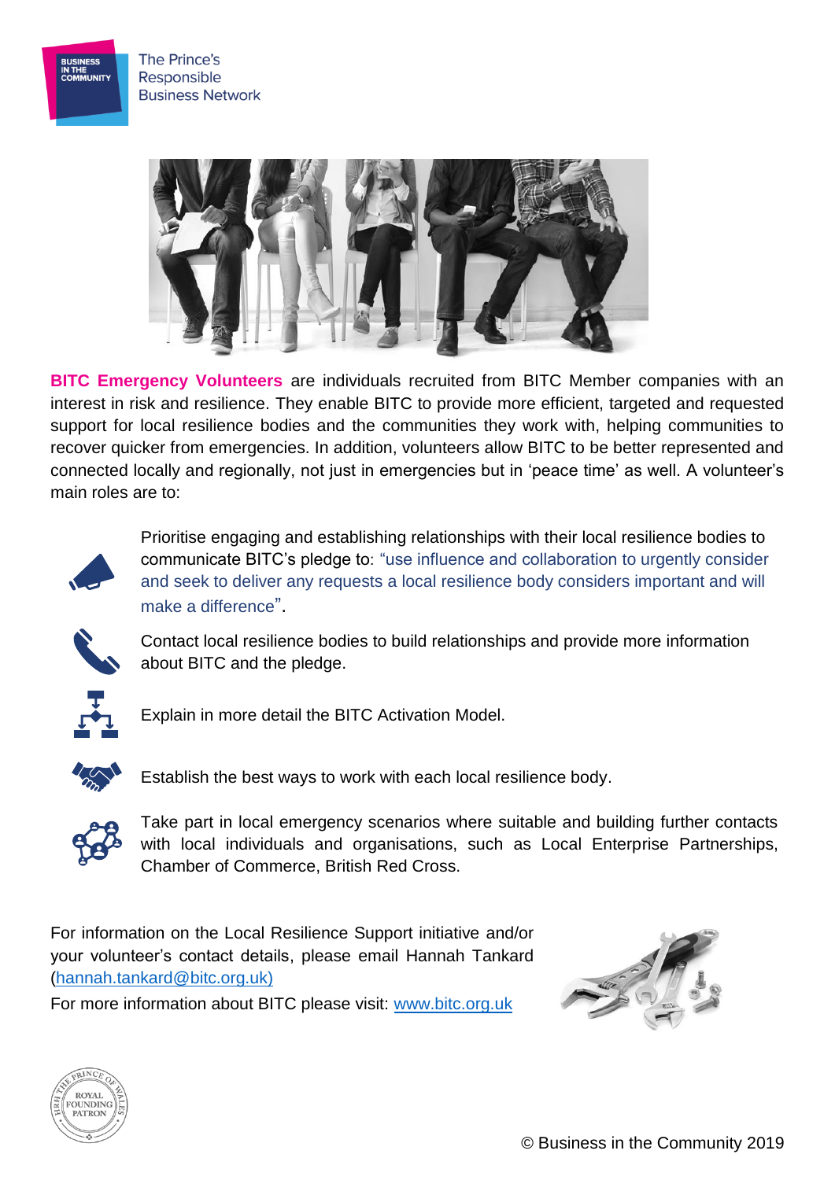**BITC Emergency Volunteers** are individuals recruited from BITC Member companies with an interest in risk and resilience. They enable BITC to provide more efficient, targeted and requested support for local resilience bodies and the communities they work with, helping communities to recover quicker from emergencies. In addition, volunteers allow BITC to be better represented and connected locally and regionally, not just in emergencies but in 'peace time' as well. A volunteer's main roles are to:

- Prioritise engaging and establishing relationships with their local resilience bodies to communicate BITC's pledge to: "use influence and collaboration to urgently consider and seek to deliver any requests a local resilience body considers important and will make a difference".
- Contact local resilience bodies to build relationships and provide more information about BITC and the pledge.
- Explain in more detail the BITC Activation Model.
- Establish the best ways to work with each local resilience body.
- Take part in local emergency scenarios where suitable and building further contacts with local individuals and organisations, such as Local Enterprise Partnerships, Chamber of Commerce, British Red Cross.

For information on the Local Resilience Support initiative and/or your volunteer's contact details, please email Hannah Tankard (hannah.tankard@bitc.org.uk)

For more information about BITC please visit: www.bitc.org.uk

© Business in the Community 2019